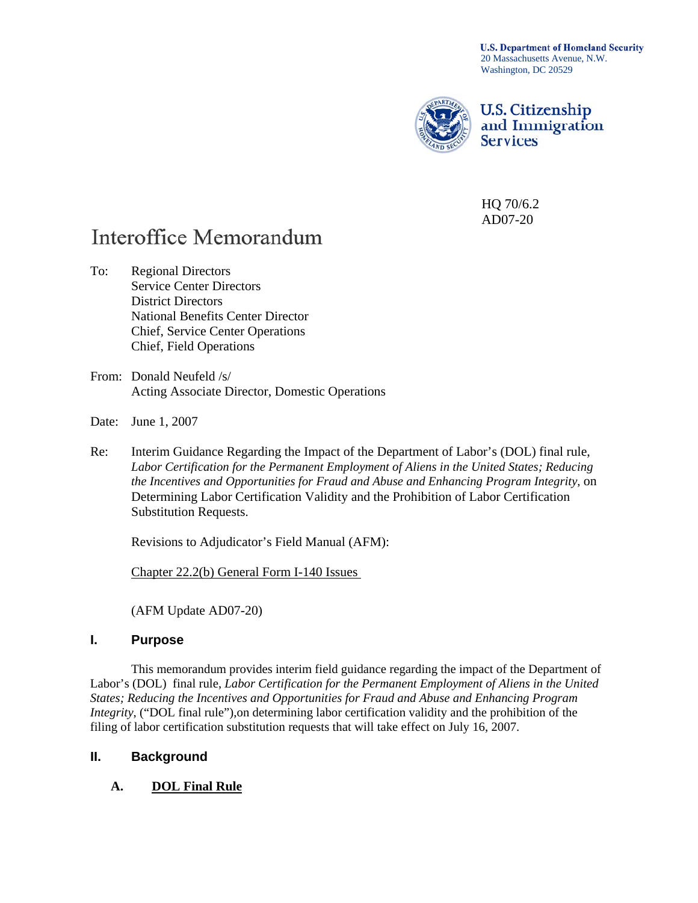U.S. Department of Homeland Security
20 Massachusetts Avenue, N.W.
Washington, DC 20529

U.S. Citizenship and Immigration Services

HQ 70/6.2
AD07-20

# Interoffice Memorandum

To: Regional Directors
Service Center Directors
District Directors
National Benefits Center Director
Chief, Service Center Operations
Chief, Field Operations

From: Donald Neufeld /s/
Acting Associate Director, Domestic Operations

Date: June 1, 2007

Re: Interim Guidance Regarding the Impact of the Department of Labor's (DOL) final rule, *Labor Certification for the Permanent Employment of Aliens in the United States; Reducing the Incentives and Opportunities for Fraud and Abuse and Enhancing Program Integrity*, on Determining Labor Certification Validity and the Prohibition of Labor Certification Substitution Requests.

Revisions to Adjudicator's Field Manual (AFM):

Chapter 22.2(b) General Form I-140 Issues

(AFM Update AD07-20)

## I. Purpose

This memorandum provides interim field guidance regarding the impact of the Department of Labor's (DOL) final rule, *Labor Certification for the Permanent Employment of Aliens in the United States; Reducing the Incentives and Opportunities for Fraud and Abuse and Enhancing Program Integrity*, ("DOL final rule"),on determining labor certification validity and the prohibition of the filing of labor certification substitution requests that will take effect on July 16, 2007.

## II. Background

### A. DOL Final Rule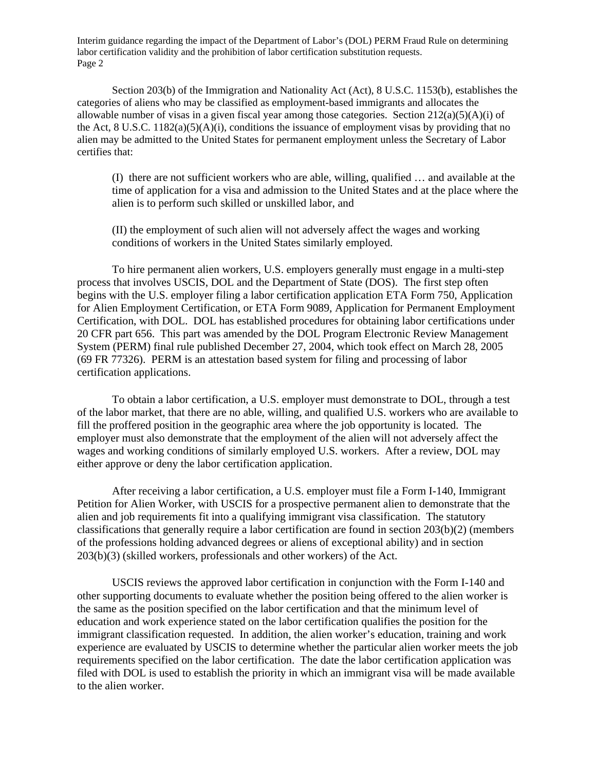Section 203(b) of the Immigration and Nationality Act (Act), 8 U.S.C. 1153(b), establishes the categories of aliens who may be classified as employment-based immigrants and allocates the allowable number of visas in a given fiscal year among those categories. Section 212(a)(5)(A)(i) of the Act, 8 U.S.C. 1182(a)(5)(A)(i), conditions the issuance of employment visas by providing that no alien may be admitted to the United States for permanent employment unless the Secretary of Labor certifies that:

> (I) there are not sufficient workers who are able, willing, qualified … and available at the time of application for a visa and admission to the United States and at the place where the alien is to perform such skilled or unskilled labor, and
>
> (II) the employment of such alien will not adversely affect the wages and working conditions of workers in the United States similarly employed.

To hire permanent alien workers, U.S. employers generally must engage in a multi-step process that involves USCIS, DOL and the Department of State (DOS). The first step often begins with the U.S. employer filing a labor certification application ETA Form 750, Application for Alien Employment Certification, or ETA Form 9089, Application for Permanent Employment Certification, with DOL. DOL has established procedures for obtaining labor certifications under 20 CFR part 656. This part was amended by the DOL Program Electronic Review Management System (PERM) final rule published December 27, 2004, which took effect on March 28, 2005 (69 FR 77326). PERM is an attestation based system for filing and processing of labor certification applications.

To obtain a labor certification, a U.S. employer must demonstrate to DOL, through a test of the labor market, that there are no able, willing, and qualified U.S. workers who are available to fill the proffered position in the geographic area where the job opportunity is located. The employer must also demonstrate that the employment of the alien will not adversely affect the wages and working conditions of similarly employed U.S. workers. After a review, DOL may either approve or deny the labor certification application.

After receiving a labor certification, a U.S. employer must file a Form I-140, Immigrant Petition for Alien Worker, with USCIS for a prospective permanent alien to demonstrate that the alien and job requirements fit into a qualifying immigrant visa classification. The statutory classifications that generally require a labor certification are found in section 203(b)(2) (members of the professions holding advanced degrees or aliens of exceptional ability) and in section 203(b)(3) (skilled workers, professionals and other workers) of the Act.

USCIS reviews the approved labor certification in conjunction with the Form I-140 and other supporting documents to evaluate whether the position being offered to the alien worker is the same as the position specified on the labor certification and that the minimum level of education and work experience stated on the labor certification qualifies the position for the immigrant classification requested. In addition, the alien worker's education, training and work experience are evaluated by USCIS to determine whether the particular alien worker meets the job requirements specified on the labor certification. The date the labor certification application was filed with DOL is used to establish the priority in which an immigrant visa will be made available to the alien worker.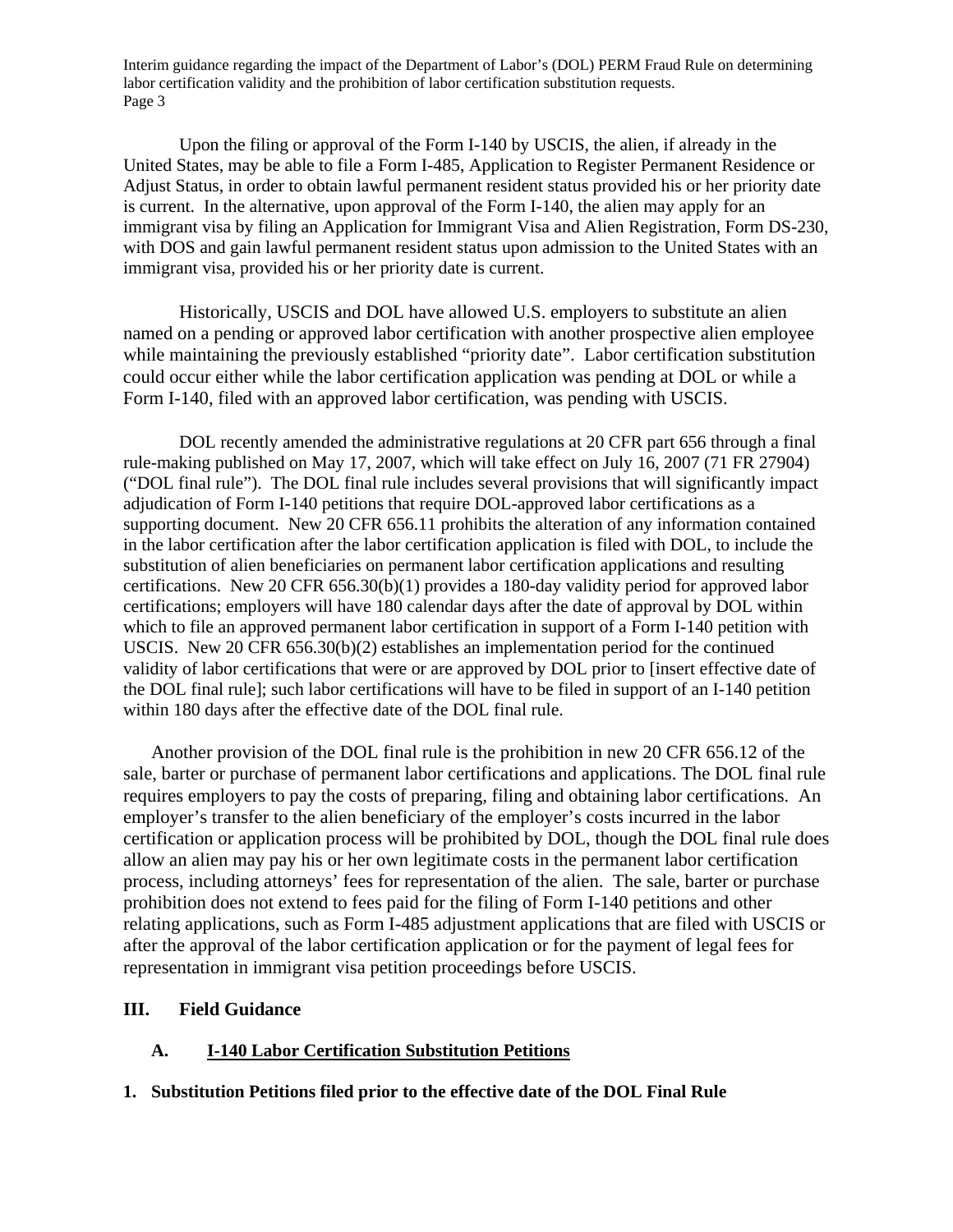Upon the filing or approval of the Form I-140 by USCIS, the alien, if already in the United States, may be able to file a Form I-485, Application to Register Permanent Residence or Adjust Status, in order to obtain lawful permanent resident status provided his or her priority date is current. In the alternative, upon approval of the Form I-140, the alien may apply for an immigrant visa by filing an Application for Immigrant Visa and Alien Registration, Form DS-230, with DOS and gain lawful permanent resident status upon admission to the United States with an immigrant visa, provided his or her priority date is current.

Historically, USCIS and DOL have allowed U.S. employers to substitute an alien named on a pending or approved labor certification with another prospective alien employee while maintaining the previously established "priority date". Labor certification substitution could occur either while the labor certification application was pending at DOL or while a Form I-140, filed with an approved labor certification, was pending with USCIS.

DOL recently amended the administrative regulations at 20 CFR part 656 through a final rule-making published on May 17, 2007, which will take effect on July 16, 2007 (71 FR 27904) ("DOL final rule"). The DOL final rule includes several provisions that will significantly impact adjudication of Form I-140 petitions that require DOL-approved labor certifications as a supporting document. New 20 CFR 656.11 prohibits the alteration of any information contained in the labor certification after the labor certification application is filed with DOL, to include the substitution of alien beneficiaries on permanent labor certification applications and resulting certifications. New 20 CFR 656.30(b)(1) provides a 180-day validity period for approved labor certifications; employers will have 180 calendar days after the date of approval by DOL within which to file an approved permanent labor certification in support of a Form I-140 petition with USCIS. New 20 CFR 656.30(b)(2) establishes an implementation period for the continued validity of labor certifications that were or are approved by DOL prior to [insert effective date of the DOL final rule]; such labor certifications will have to be filed in support of an I-140 petition within 180 days after the effective date of the DOL final rule.

Another provision of the DOL final rule is the prohibition in new 20 CFR 656.12 of the sale, barter or purchase of permanent labor certifications and applications. The DOL final rule requires employers to pay the costs of preparing, filing and obtaining labor certifications. An employer's transfer to the alien beneficiary of the employer's costs incurred in the labor certification or application process will be prohibited by DOL, though the DOL final rule does allow an alien may pay his or her own legitimate costs in the permanent labor certification process, including attorneys' fees for representation of the alien. The sale, barter or purchase prohibition does not extend to fees paid for the filing of Form I-140 petitions and other relating applications, such as Form I-485 adjustment applications that are filed with USCIS or after the approval of the labor certification application or for the payment of legal fees for representation in immigrant visa petition proceedings before USCIS.

## III. Field Guidance

### A. I-140 Labor Certification Substitution Petitions

#### 1. Substitution Petitions filed prior to the effective date of the DOL Final Rule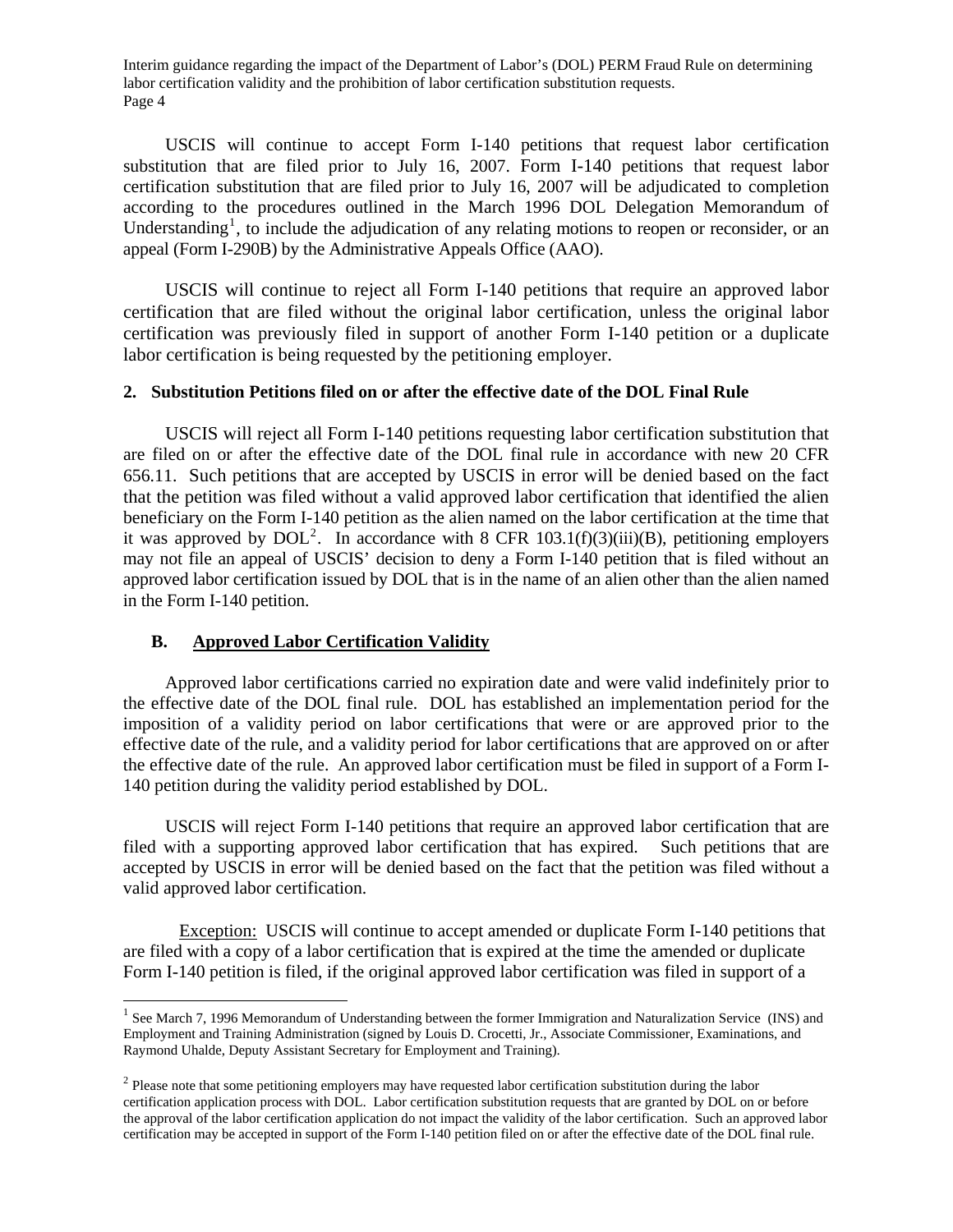USCIS will continue to accept Form I-140 petitions that request labor certification substitution that are filed prior to July 16, 2007. Form I-140 petitions that request labor certification substitution that are filed prior to July 16, 2007 will be adjudicated to completion according to the procedures outlined in the March 1996 DOL Delegation Memorandum of Understanding[1], to include the adjudication of any relating motions to reopen or reconsider, or an appeal (Form I-290B) by the Administrative Appeals Office (AAO).

USCIS will continue to reject all Form I-140 petitions that require an approved labor certification that are filed without the original labor certification, unless the original labor certification was previously filed in support of another Form I-140 petition or a duplicate labor certification is being requested by the petitioning employer.

### 2. Substitution Petitions filed on or after the effective date of the DOL Final Rule

USCIS will reject all Form I-140 petitions requesting labor certification substitution that are filed on or after the effective date of the DOL final rule in accordance with new 20 CFR 656.11. Such petitions that are accepted by USCIS in error will be denied based on the fact that the petition was filed without a valid approved labor certification that identified the alien beneficiary on the Form I-140 petition as the alien named on the labor certification at the time that it was approved by DOL[2]. In accordance with 8 CFR 103.1(f)(3)(iii)(B), petitioning employers may not file an appeal of USCIS' decision to deny a Form I-140 petition that is filed without an approved labor certification issued by DOL that is in the name of an alien other than the alien named in the Form I-140 petition.

### B. Approved Labor Certification Validity

Approved labor certifications carried no expiration date and were valid indefinitely prior to the effective date of the DOL final rule. DOL has established an implementation period for the imposition of a validity period on labor certifications that were or are approved prior to the effective date of the rule, and a validity period for labor certifications that are approved on or after the effective date of the rule. An approved labor certification must be filed in support of a Form I-140 petition during the validity period established by DOL.

USCIS will reject Form I-140 petitions that require an approved labor certification that are filed with a supporting approved labor certification that has expired. Such petitions that are accepted by USCIS in error will be denied based on the fact that the petition was filed without a valid approved labor certification.

Exception: USCIS will continue to accept amended or duplicate Form I-140 petitions that are filed with a copy of a labor certification that is expired at the time the amended or duplicate Form I-140 petition is filed, if the original approved labor certification was filed in support of a

---

[1] See March 7, 1996 Memorandum of Understanding between the former Immigration and Naturalization Service (INS) and Employment and Training Administration (signed by Louis D. Crocetti, Jr., Associate Commissioner, Examinations, and Raymond Uhalde, Deputy Assistant Secretary for Employment and Training).

[2] Please note that some petitioning employers may have requested labor certification substitution during the labor certification application process with DOL. Labor certification substitution requests that are granted by DOL on or before the approval of the labor certification application do not impact the validity of the labor certification. Such an approved labor certification may be accepted in support of the Form I-140 petition filed on or after the effective date of the DOL final rule.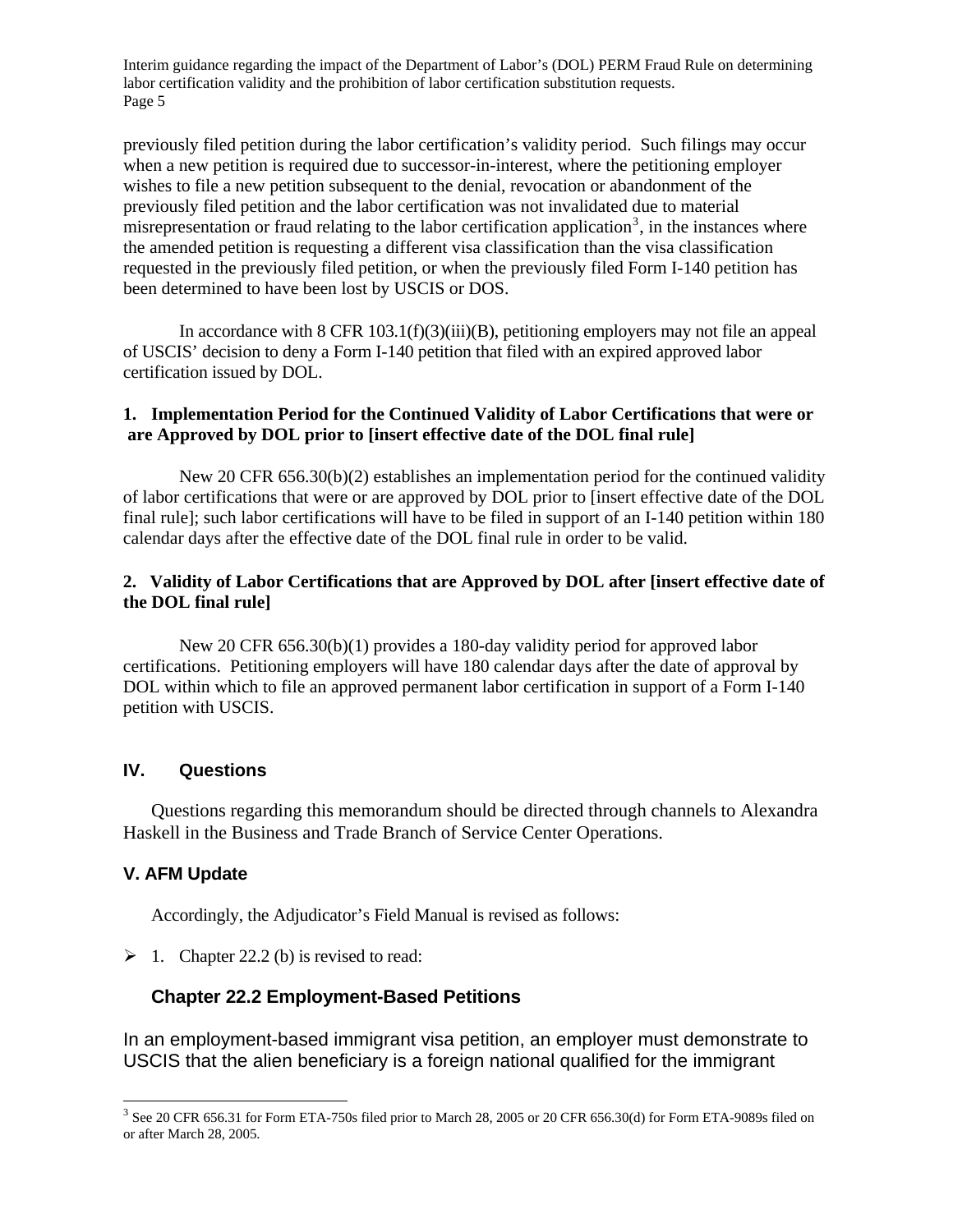previously filed petition during the labor certification's validity period. Such filings may occur when a new petition is required due to successor-in-interest, where the petitioning employer wishes to file a new petition subsequent to the denial, revocation or abandonment of the previously filed petition and the labor certification was not invalidated due to material misrepresentation or fraud relating to the labor certification application[3], in the instances where the amended petition is requesting a different visa classification than the visa classification requested in the previously filed petition, or when the previously filed Form I-140 petition has been determined to have been lost by USCIS or DOS.

In accordance with 8 CFR 103.1(f)(3)(iii)(B), petitioning employers may not file an appeal of USCIS' decision to deny a Form I-140 petition that filed with an expired approved labor certification issued by DOL.

**1. Implementation Period for the Continued Validity of Labor Certifications that were or are Approved by DOL prior to [insert effective date of the DOL final rule]**

New 20 CFR 656.30(b)(2) establishes an implementation period for the continued validity of labor certifications that were or are approved by DOL prior to [insert effective date of the DOL final rule]; such labor certifications will have to be filed in support of an I-140 petition within 180 calendar days after the effective date of the DOL final rule in order to be valid.

**2. Validity of Labor Certifications that are Approved by DOL after [insert effective date of the DOL final rule]**

New 20 CFR 656.30(b)(1) provides a 180-day validity period for approved labor certifications. Petitioning employers will have 180 calendar days after the date of approval by DOL within which to file an approved permanent labor certification in support of a Form I-140 petition with USCIS.

## IV. Questions

Questions regarding this memorandum should be directed through channels to Alexandra Haskell in the Business and Trade Branch of Service Center Operations.

## V. AFM Update

Accordingly, the Adjudicator's Field Manual is revised as follows:

- 1. Chapter 22.2 (b) is revised to read:

### Chapter 22.2 Employment-Based Petitions

In an employment-based immigrant visa petition, an employer must demonstrate to USCIS that the alien beneficiary is a foreign national qualified for the immigrant

[3] See 20 CFR 656.31 for Form ETA-750s filed prior to March 28, 2005 or 20 CFR 656.30(d) for Form ETA-9089s filed on or after March 28, 2005.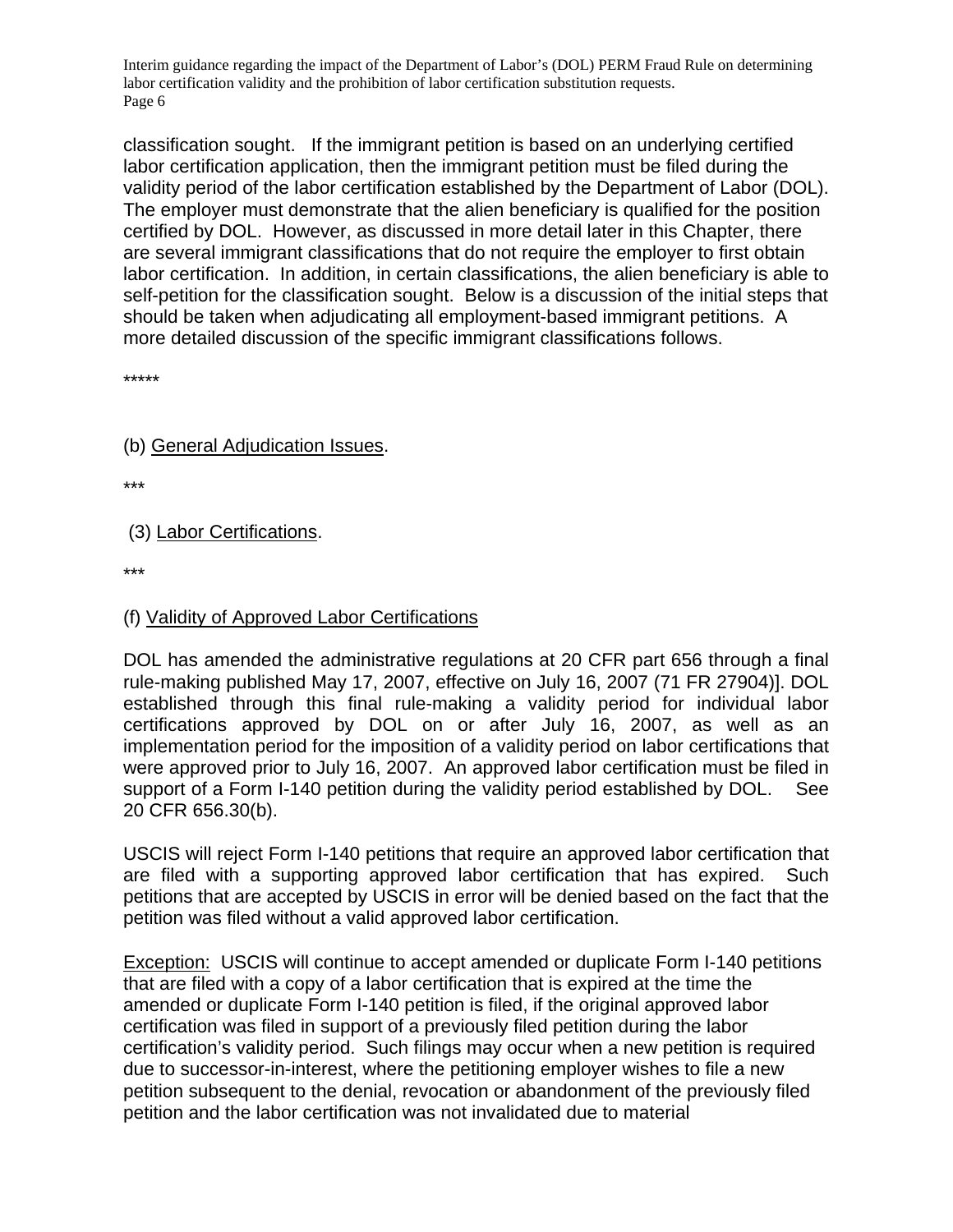classification sought. If the immigrant petition is based on an underlying certified labor certification application, then the immigrant petition must be filed during the validity period of the labor certification established by the Department of Labor (DOL). The employer must demonstrate that the alien beneficiary is qualified for the position certified by DOL. However, as discussed in more detail later in this Chapter, there are several immigrant classifications that do not require the employer to first obtain labor certification. In addition, in certain classifications, the alien beneficiary is able to self-petition for the classification sought. Below is a discussion of the initial steps that should be taken when adjudicating all employment-based immigrant petitions. A more detailed discussion of the specific immigrant classifications follows.

*****

(b) General Adjudication Issues.

***

(3) Labor Certifications.

***

(f) Validity of Approved Labor Certifications

DOL has amended the administrative regulations at 20 CFR part 656 through a final rule-making published May 17, 2007, effective on July 16, 2007 (71 FR 27904)]. DOL established through this final rule-making a validity period for individual labor certifications approved by DOL on or after July 16, 2007, as well as an implementation period for the imposition of a validity period on labor certifications that were approved prior to July 16, 2007. An approved labor certification must be filed in support of a Form I-140 petition during the validity period established by DOL. See 20 CFR 656.30(b).

USCIS will reject Form I-140 petitions that require an approved labor certification that are filed with a supporting approved labor certification that has expired. Such petitions that are accepted by USCIS in error will be denied based on the fact that the petition was filed without a valid approved labor certification.

Exception: USCIS will continue to accept amended or duplicate Form I-140 petitions that are filed with a copy of a labor certification that is expired at the time the amended or duplicate Form I-140 petition is filed, if the original approved labor certification was filed in support of a previously filed petition during the labor certification's validity period. Such filings may occur when a new petition is required due to successor-in-interest, where the petitioning employer wishes to file a new petition subsequent to the denial, revocation or abandonment of the previously filed petition and the labor certification was not invalidated due to material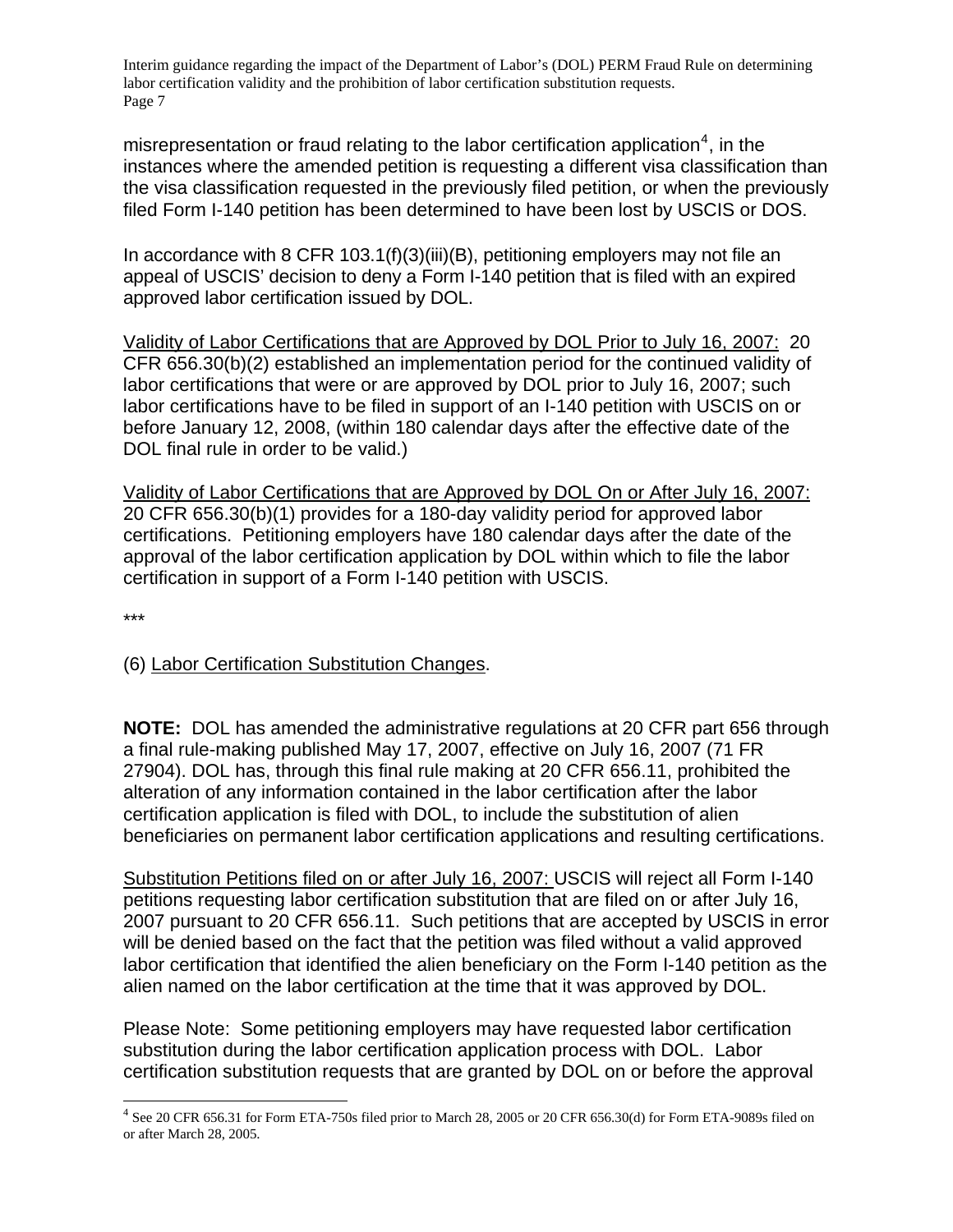misrepresentation or fraud relating to the labor certification application[4], in the instances where the amended petition is requesting a different visa classification than the visa classification requested in the previously filed petition, or when the previously filed Form I-140 petition has been determined to have been lost by USCIS or DOS.

In accordance with 8 CFR 103.1(f)(3)(iii)(B), petitioning employers may not file an appeal of USCIS' decision to deny a Form I-140 petition that is filed with an expired approved labor certification issued by DOL.

<u>Validity of Labor Certifications that are Approved by DOL Prior to July 16, 2007:</u> 20 CFR 656.30(b)(2) established an implementation period for the continued validity of labor certifications that were or are approved by DOL prior to July 16, 2007; such labor certifications have to be filed in support of an I-140 petition with USCIS on or before January 12, 2008, (within 180 calendar days after the effective date of the DOL final rule in order to be valid.)

<u>Validity of Labor Certifications that are Approved by DOL On or After July 16, 2007:</u> 20 CFR 656.30(b)(1) provides for a 180-day validity period for approved labor certifications. Petitioning employers have 180 calendar days after the date of the approval of the labor certification application by DOL within which to file the labor certification in support of a Form I-140 petition with USCIS.

***

(6) <u>Labor Certification Substitution Changes</u>.

**NOTE:** DOL has amended the administrative regulations at 20 CFR part 656 through a final rule-making published May 17, 2007, effective on July 16, 2007 (71 FR 27904). DOL has, through this final rule making at 20 CFR 656.11, prohibited the alteration of any information contained in the labor certification after the labor certification application is filed with DOL, to include the substitution of alien beneficiaries on permanent labor certification applications and resulting certifications.

<u>Substitution Petitions filed on or after July 16, 2007:</u> USCIS will reject all Form I-140 petitions requesting labor certification substitution that are filed on or after July 16, 2007 pursuant to 20 CFR 656.11. Such petitions that are accepted by USCIS in error will be denied based on the fact that the petition was filed without a valid approved labor certification that identified the alien beneficiary on the Form I-140 petition as the alien named on the labor certification at the time that it was approved by DOL.

Please Note: Some petitioning employers may have requested labor certification substitution during the labor certification application process with DOL. Labor certification substitution requests that are granted by DOL on or before the approval

[4] See 20 CFR 656.31 for Form ETA-750s filed prior to March 28, 2005 or 20 CFR 656.30(d) for Form ETA-9089s filed on or after March 28, 2005.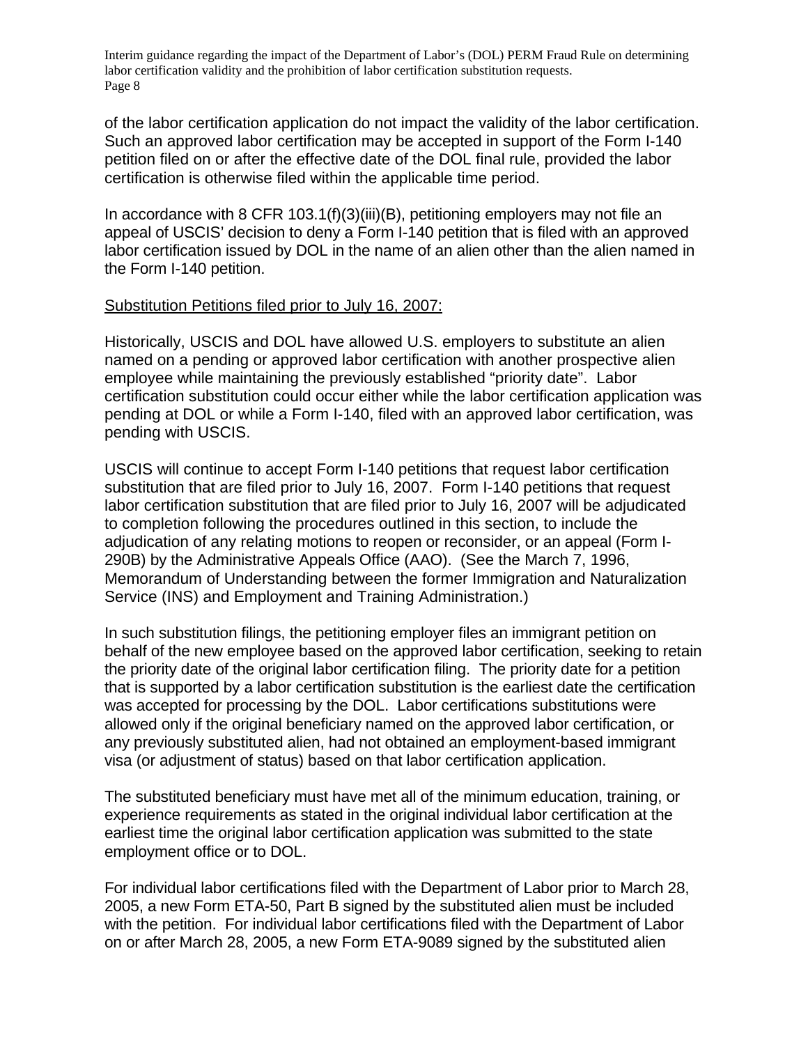of the labor certification application do not impact the validity of the labor certification. Such an approved labor certification may be accepted in support of the Form I-140 petition filed on or after the effective date of the DOL final rule, provided the labor certification is otherwise filed within the applicable time period.

In accordance with 8 CFR 103.1(f)(3)(iii)(B), petitioning employers may not file an appeal of USCIS' decision to deny a Form I-140 petition that is filed with an approved labor certification issued by DOL in the name of an alien other than the alien named in the Form I-140 petition.

<u>Substitution Petitions filed prior to July 16, 2007:</u>

Historically, USCIS and DOL have allowed U.S. employers to substitute an alien named on a pending or approved labor certification with another prospective alien employee while maintaining the previously established "priority date". Labor certification substitution could occur either while the labor certification application was pending at DOL or while a Form I-140, filed with an approved labor certification, was pending with USCIS.

USCIS will continue to accept Form I-140 petitions that request labor certification substitution that are filed prior to July 16, 2007. Form I-140 petitions that request labor certification substitution that are filed prior to July 16, 2007 will be adjudicated to completion following the procedures outlined in this section, to include the adjudication of any relating motions to reopen or reconsider, or an appeal (Form I-290B) by the Administrative Appeals Office (AAO). (See the March 7, 1996, Memorandum of Understanding between the former Immigration and Naturalization Service (INS) and Employment and Training Administration.)

In such substitution filings, the petitioning employer files an immigrant petition on behalf of the new employee based on the approved labor certification, seeking to retain the priority date of the original labor certification filing. The priority date for a petition that is supported by a labor certification substitution is the earliest date the certification was accepted for processing by the DOL. Labor certifications substitutions were allowed only if the original beneficiary named on the approved labor certification, or any previously substituted alien, had not obtained an employment-based immigrant visa (or adjustment of status) based on that labor certification application.

The substituted beneficiary must have met all of the minimum education, training, or experience requirements as stated in the original individual labor certification at the earliest time the original labor certification application was submitted to the state employment office or to DOL.

For individual labor certifications filed with the Department of Labor prior to March 28, 2005, a new Form ETA-50, Part B signed by the substituted alien must be included with the petition. For individual labor certifications filed with the Department of Labor on or after March 28, 2005, a new Form ETA-9089 signed by the substituted alien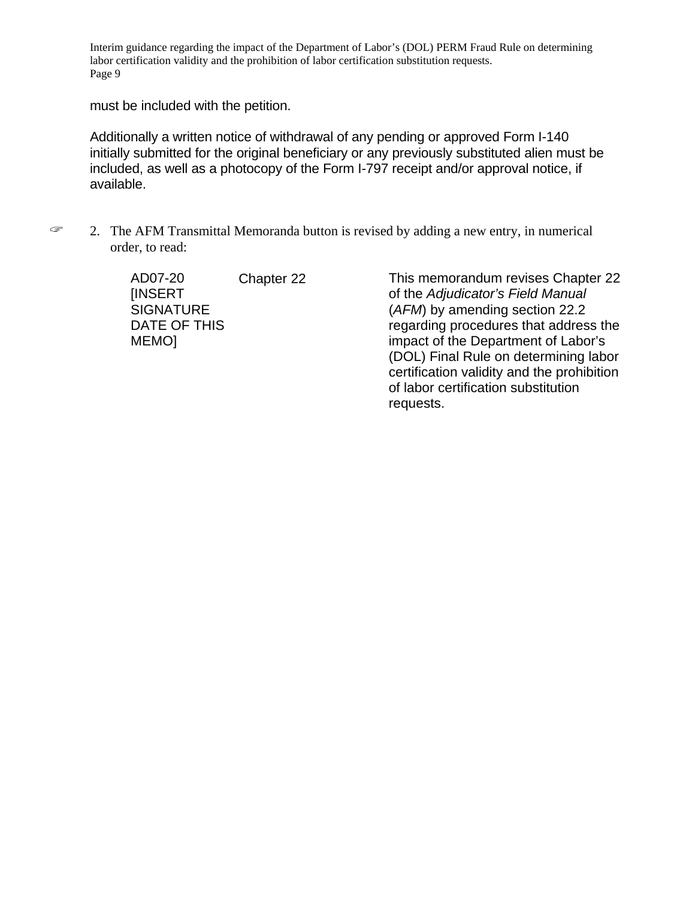must be included with the petition.

Additionally a written notice of withdrawal of any pending or approved Form I-140 initially submitted for the original beneficiary or any previously substituted alien must be included, as well as a photocopy of the Form I-797 receipt and/or approval notice, if available.

☞ 2. The AFM Transmittal Memoranda button is revised by adding a new entry, in numerical order, to read:

| | | |
|---|---|---|
| AD07-20 [INSERT SIGNATURE DATE OF THIS MEMO] | Chapter 22 | This memorandum revises Chapter 22 of the *Adjudicator's Field Manual* (*AFM*) by amending section 22.2 regarding procedures that address the impact of the Department of Labor's (DOL) Final Rule on determining labor certification validity and the prohibition of labor certification substitution requests. |